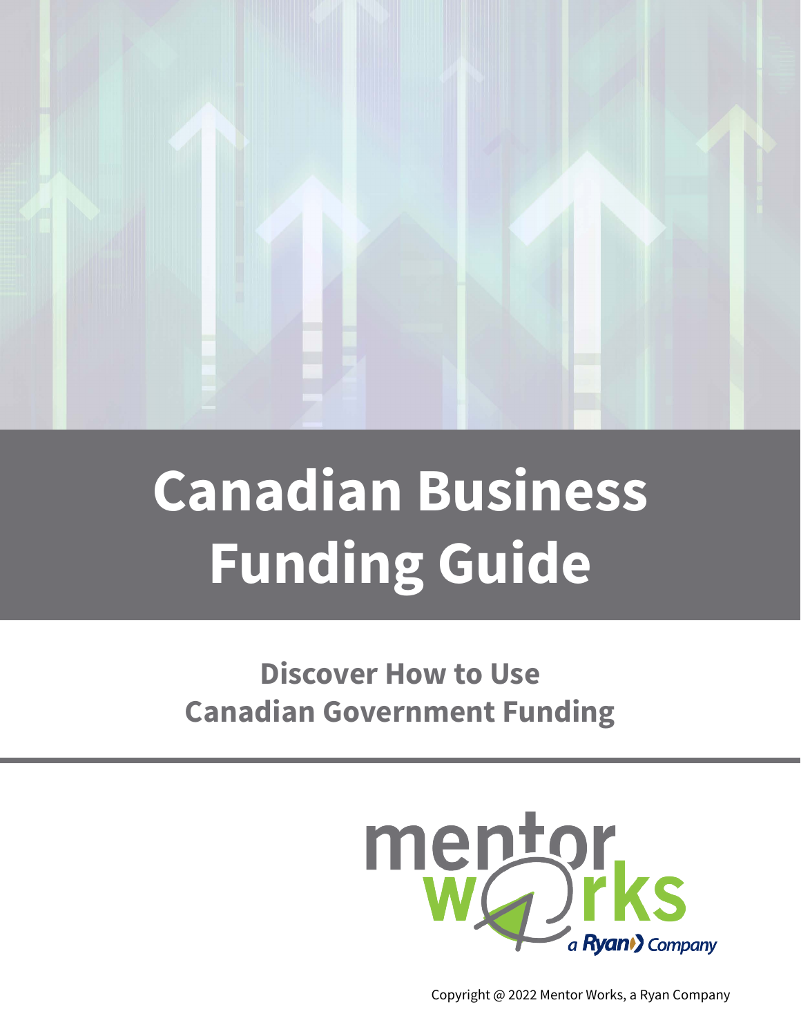# Canadian Business Funding Guide

## Discover How to Use Canadian Government Funding

mentor works

a Ryan Company

Copyright @ 2022 Mentor Works, a Ryan Company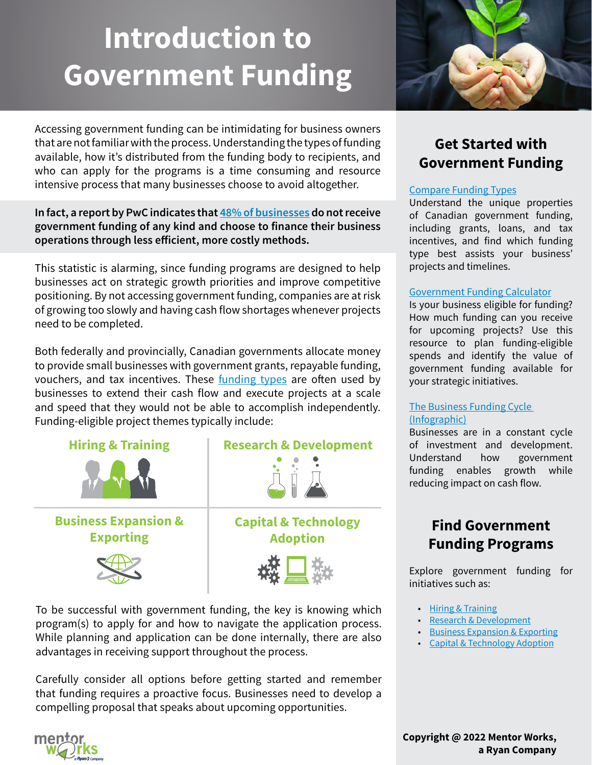# Introduction to Government Funding

Accessing government funding can be intimidating for business owners that are not familiar with the process. Understanding the types of funding available, how it's distributed from the funding body to recipients, and who can apply for the programs is a time consuming and resource intensive process that many businesses choose to avoid altogether.

**In fact, a report by PwC indicates that 48% of businesses do not receive government funding of any kind and choose to finance their business operations through less efficient, more costly methods.**

This statistic is alarming, since funding programs are designed to help businesses act on strategic growth priorities and improve competitive positioning. By not accessing government funding, companies are at risk of growing too slowly and having cash flow shortages whenever projects need to be completed.

Both federally and provincially, Canadian governments allocate money to provide small businesses with government grants, repayable funding, vouchers, and tax incentives. These funding types are often used by businesses to extend their cash flow and execute projects at a scale and speed that they would not be able to accomplish independently. Funding-eligible project themes typically include:

**Hiring & Training**

**Research & Development**

**Business Expansion & Exporting**

**Capital & Technology Adoption**

To be successful with government funding, the key is knowing which program(s) to apply for and how to navigate the application process. While planning and application can be done internally, there are also advantages in receiving support throughout the process.

Carefully consider all options before getting started and remember that funding requires a proactive focus. Businesses need to develop a compelling proposal that speaks about upcoming opportunities.

## Get Started with Government Funding

**Compare Funding Types**
Understand the unique properties of Canadian government funding, including grants, loans, and tax incentives, and find which funding type best assists your business' projects and timelines.

**Government Funding Calculator**
Is your business eligible for funding? How much funding can you receive for upcoming projects? Use this resource to plan funding-eligible spends and identify the value of government funding available for your strategic initiatives.

**The Business Funding Cycle (Infographic)**
Businesses are in a constant cycle of investment and development. Understand how government funding enables growth while reducing impact on cash flow.

## Find Government Funding Programs

Explore government funding for initiatives such as:

- Hiring & Training
- Research & Development
- Business Expansion & Exporting
- Capital & Technology Adoption

**Copyright @ 2022 Mentor Works, a Ryan Company**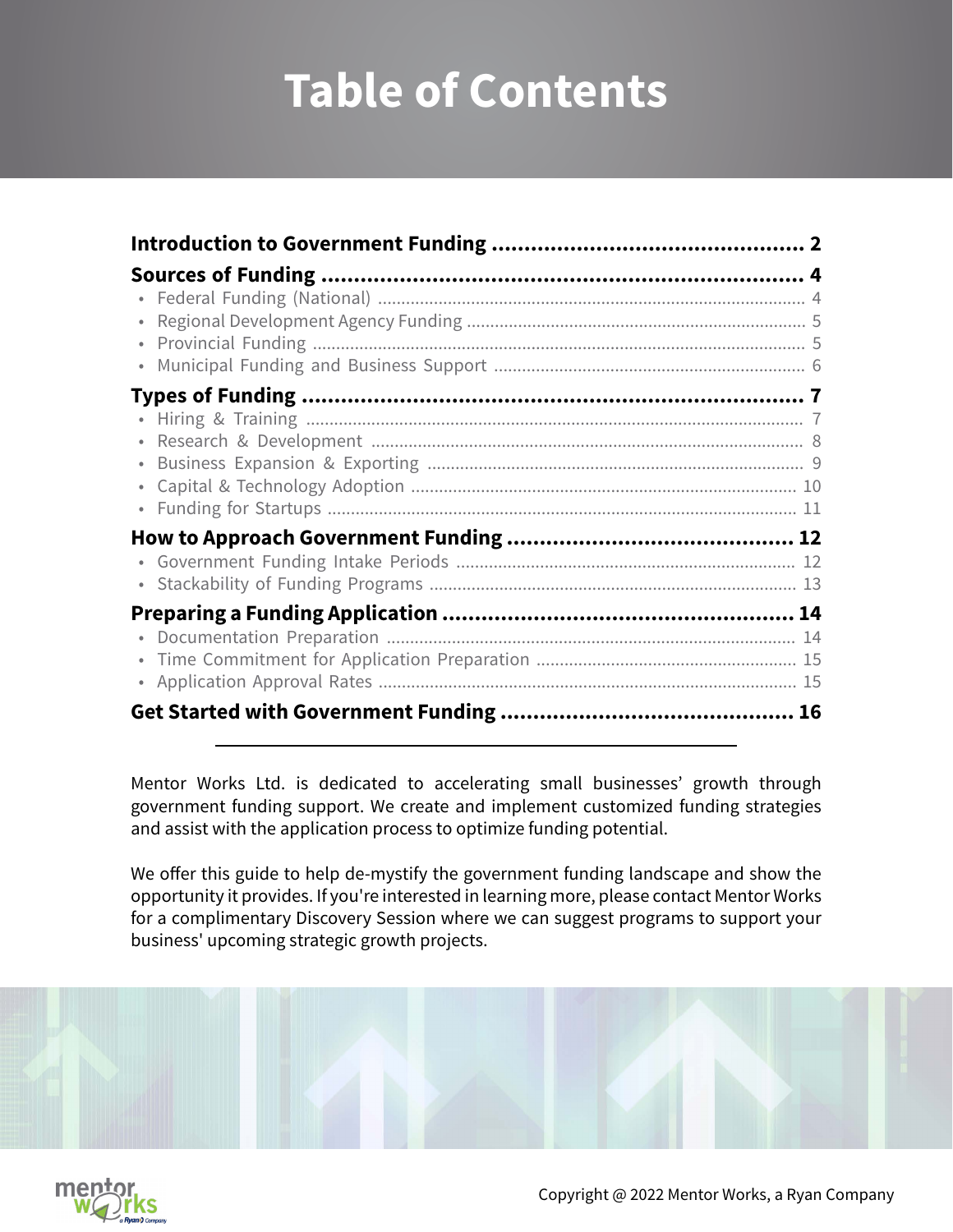# Table of Contents

**Introduction to Government Funding** ........................................ **2**

**Sources of Funding** ........................................ **4**

- Federal Funding (National) ........................................ 4
- Regional Development Agency Funding ........................................ 5
- Provincial Funding ........................................ 5
- Municipal Funding and Business Support ........................................ 6

**Types of Funding** ........................................ **7**

- Hiring & Training ........................................ 7
- Research & Development ........................................ 8
- Business Expansion & Exporting ........................................ 9
- Capital & Technology Adoption ........................................ 10
- Funding for Startups ........................................ 11

**How to Approach Government Funding** ........................................ **12**

- Government Funding Intake Periods ........................................ 12
- Stackability of Funding Programs ........................................ 13

**Preparing a Funding Application** ........................................ **14**

- Documentation Preparation ........................................ 14
- Time Commitment for Application Preparation ........................................ 15
- Application Approval Rates ........................................ 15

**Get Started with Government Funding** ........................................ **16**

---

Mentor Works Ltd. is dedicated to accelerating small businesses' growth through government funding support. We create and implement customized funding strategies and assist with the application process to optimize funding potential.

We offer this guide to help de-mystify the government funding landscape and show the opportunity it provides. If you're interested in learning more, please contact Mentor Works for a complimentary Discovery Session where we can suggest programs to support your business' upcoming strategic growth projects.

Copyright @ 2022 Mentor Works, a Ryan Company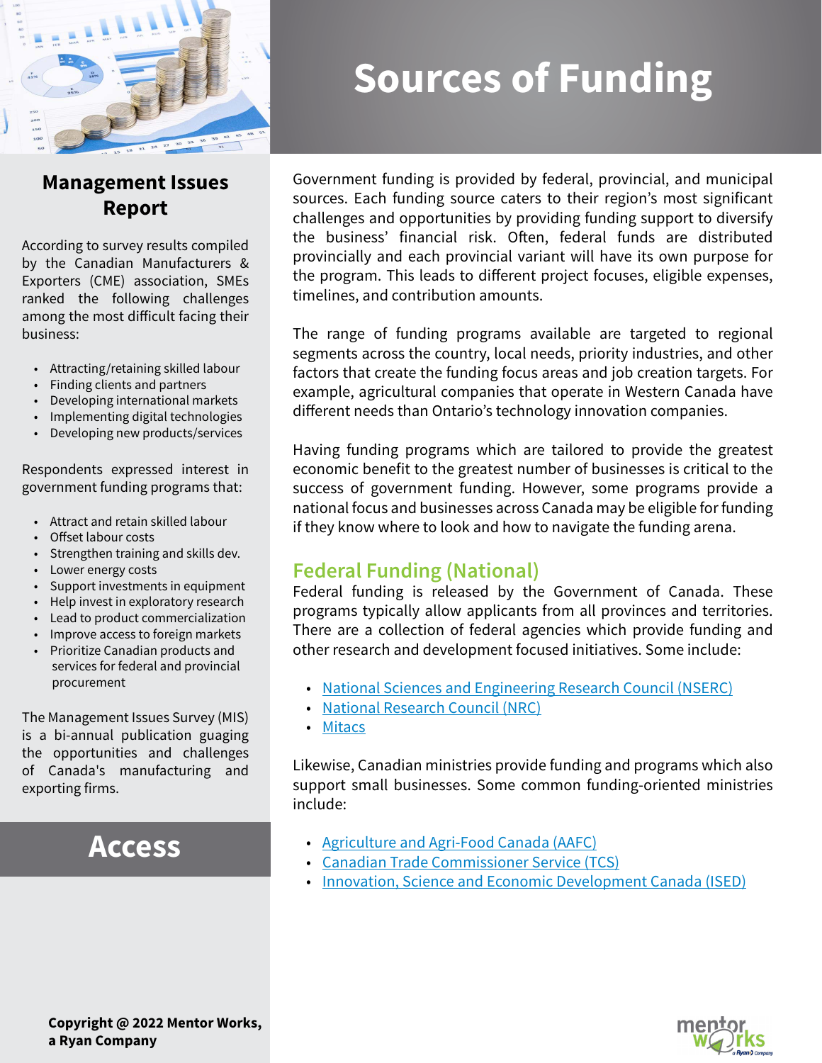# Sources of Funding

## Management Issues Report

According to survey results compiled by the Canadian Manufacturers & Exporters (CME) association, SMEs ranked the following challenges among the most difficult facing their business:

- Attracting/retaining skilled labour
- Finding clients and partners
- Developing international markets
- Implementing digital technologies
- Developing new products/services

Respondents expressed interest in government funding programs that:

- Attract and retain skilled labour
- Offset labour costs
- Strengthen training and skills dev.
- Lower energy costs
- Support investments in equipment
- Help invest in exploratory research
- Lead to product commercialization
- Improve access to foreign markets
- Prioritize Canadian products and services for federal and provincial procurement

The Management Issues Survey (MIS) is a bi-annual publication guaging the opportunities and challenges of Canada's manufacturing and exporting firms.

## Access

Government funding is provided by federal, provincial, and municipal sources. Each funding source caters to their region's most significant challenges and opportunities by providing funding support to diversify the business' financial risk. Often, federal funds are distributed provincially and each provincial variant will have its own purpose for the program. This leads to different project focuses, eligible expenses, timelines, and contribution amounts.

The range of funding programs available are targeted to regional segments across the country, local needs, priority industries, and other factors that create the funding focus areas and job creation targets. For example, agricultural companies that operate in Western Canada have different needs than Ontario's technology innovation companies.

Having funding programs which are tailored to provide the greatest economic benefit to the greatest number of businesses is critical to the success of government funding. However, some programs provide a national focus and businesses across Canada may be eligible for funding if they know where to look and how to navigate the funding arena.

## Federal Funding (National)

Federal funding is released by the Government of Canada. These programs typically allow applicants from all provinces and territories. There are a collection of federal agencies which provide funding and other research and development focused initiatives. Some include:

- National Sciences and Engineering Research Council (NSERC)
- National Research Council (NRC)
- Mitacs

Likewise, Canadian ministries provide funding and programs which also support small businesses. Some common funding-oriented ministries include:

- Agriculture and Agri-Food Canada (AAFC)
- Canadian Trade Commissioner Service (TCS)
- Innovation, Science and Economic Development Canada (ISED)

**Copyright @ 2022 Mentor Works, a Ryan Company**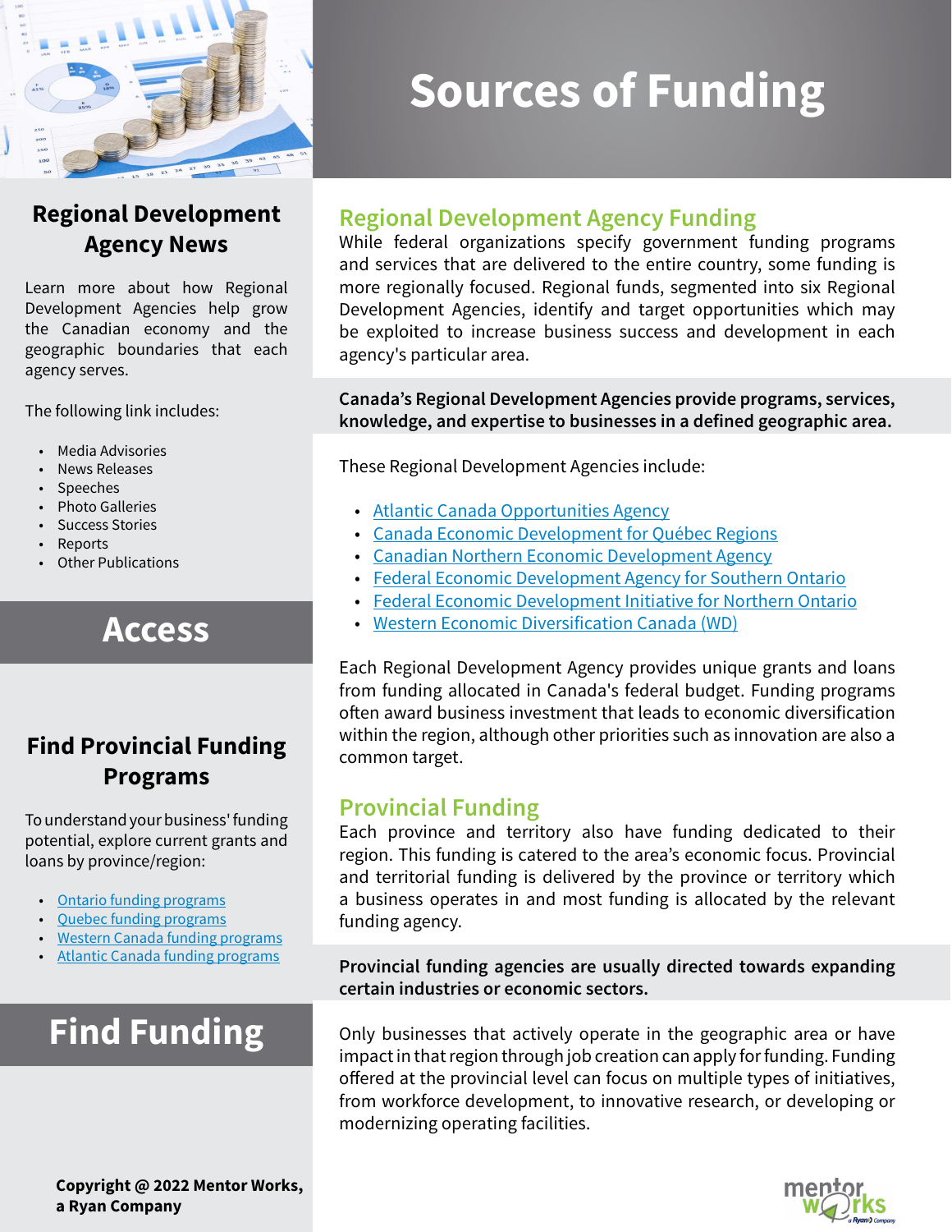# Sources of Funding

## Regional Development Agency Funding

While federal organizations specify government funding programs and services that are delivered to the entire country, some funding is more regionally focused. Regional funds, segmented into six Regional Development Agencies, identify and target opportunities which may be exploited to increase business success and development in each agency's particular area.

**Canada's Regional Development Agencies provide programs, services, knowledge, and expertise to businesses in a defined geographic area.**

These Regional Development Agencies include:

- Atlantic Canada Opportunities Agency
- Canada Economic Development for Québec Regions
- Canadian Northern Economic Development Agency
- Federal Economic Development Agency for Southern Ontario
- Federal Economic Development Initiative for Northern Ontario
- Western Economic Diversification Canada (WD)

Each Regional Development Agency provides unique grants and loans from funding allocated in Canada's federal budget. Funding programs often award business investment that leads to economic diversification within the region, although other priorities such as innovation are also a common target.

## Provincial Funding

Each province and territory also have funding dedicated to their region. This funding is catered to the area's economic focus. Provincial and territorial funding is delivered by the province or territory which a business operates in and most funding is allocated by the relevant funding agency.

**Provincial funding agencies are usually directed towards expanding certain industries or economic sectors.**

Only businesses that actively operate in the geographic area or have impact in that region through job creation can apply for funding. Funding offered at the provincial level can focus on multiple types of initiatives, from workforce development, to innovative research, or developing or modernizing operating facilities.

### Regional Development Agency News

Learn more about how Regional Development Agencies help grow the Canadian economy and the geographic boundaries that each agency serves.

The following link includes:

- Media Advisories
- News Releases
- Speeches
- Photo Galleries
- Success Stories
- Reports
- Other Publications

**Access**

### Find Provincial Funding Programs

To understand your business' funding potential, explore current grants and loans by province/region:

- Ontario funding programs
- Quebec funding programs
- Western Canada funding programs
- Atlantic Canada funding programs

**Find Funding**

**Copyright @ 2022 Mentor Works, a Ryan Company**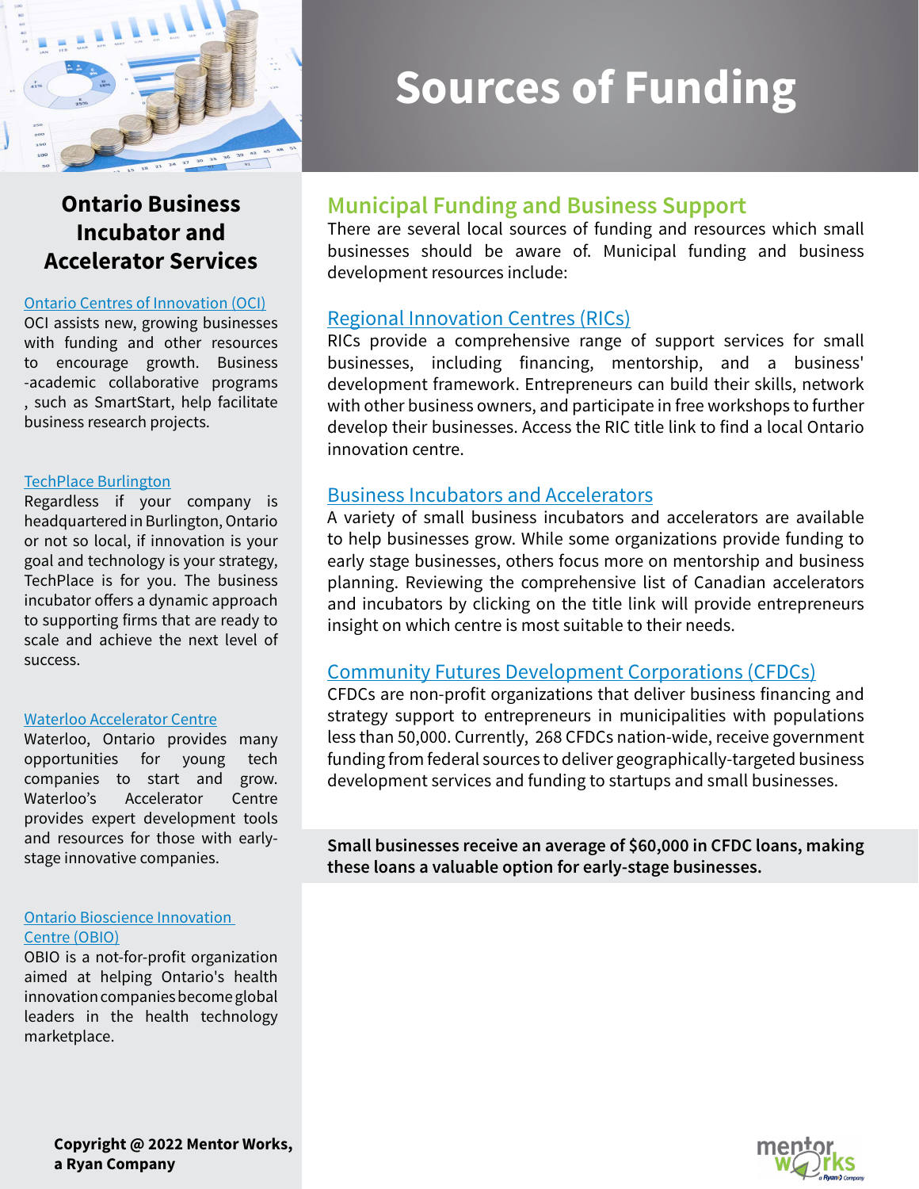# Sources of Funding

## Municipal Funding and Business Support

There are several local sources of funding and resources which small businesses should be aware of. Municipal funding and business development resources include:

### Regional Innovation Centres (RICs)

RICs provide a comprehensive range of support services for small businesses, including financing, mentorship, and a business' development framework. Entrepreneurs can build their skills, network with other business owners, and participate in free workshops to further develop their businesses. Access the RIC title link to find a local Ontario innovation centre.

### Business Incubators and Accelerators

A variety of small business incubators and accelerators are available to help businesses grow. While some organizations provide funding to early stage businesses, others focus more on mentorship and business planning. Reviewing the comprehensive list of Canadian accelerators and incubators by clicking on the title link will provide entrepreneurs insight on which centre is most suitable to their needs.

### Community Futures Development Corporations (CFDCs)

CFDCs are non-profit organizations that deliver business financing and strategy support to entrepreneurs in municipalities with populations less than 50,000. Currently, 268 CFDCs nation-wide, receive government funding from federal sources to deliver geographically-targeted business development services and funding to startups and small businesses.

**Small businesses receive an average of $60,000 in CFDC loans, making these loans a valuable option for early-stage businesses.**

## Ontario Business Incubator and Accelerator Services

### Ontario Centres of Innovation (OCI)

OCI assists new, growing businesses with funding and other resources to encourage growth. Business -academic collaborative programs , such as SmartStart, help facilitate business research projects.

### TechPlace Burlington

Regardless if your company is headquartered in Burlington, Ontario or not so local, if innovation is your goal and technology is your strategy, TechPlace is for you. The business incubator offers a dynamic approach to supporting firms that are ready to scale and achieve the next level of success.

### Waterloo Accelerator Centre

Waterloo, Ontario provides many opportunities for young tech companies to start and grow. Waterloo's Accelerator Centre provides expert development tools and resources for those with early-stage innovative companies.

### Ontario Bioscience Innovation Centre (OBIO)

OBIO is a not-for-profit organization aimed at helping Ontario's health innovation companies become global leaders in the health technology marketplace.

**Copyright @ 2022 Mentor Works, a Ryan Company**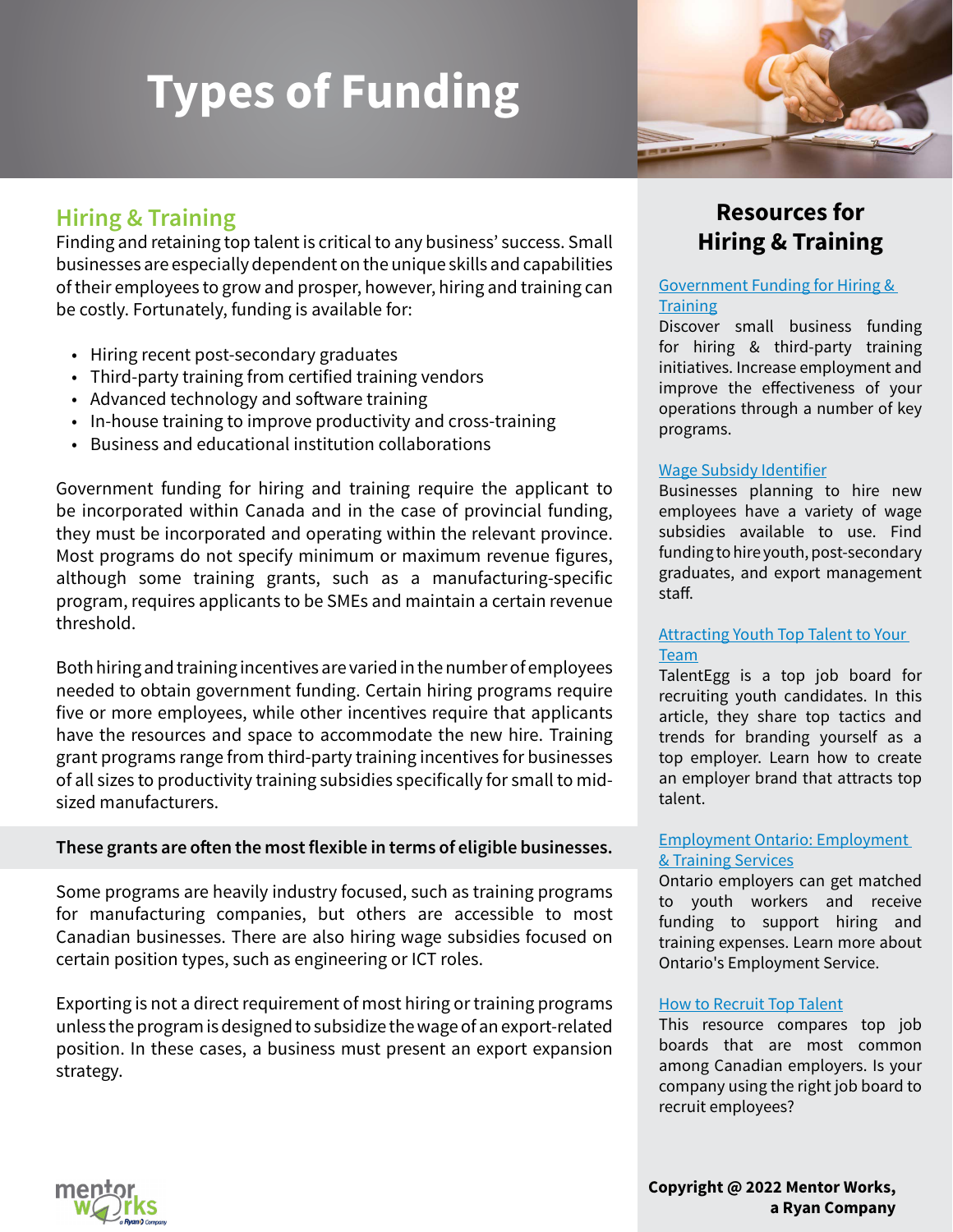# Types of Funding

## Hiring & Training

Finding and retaining top talent is critical to any business' success. Small businesses are especially dependent on the unique skills and capabilities of their employees to grow and prosper, however, hiring and training can be costly. Fortunately, funding is available for:

- Hiring recent post-secondary graduates
- Third-party training from certified training vendors
- Advanced technology and software training
- In-house training to improve productivity and cross-training
- Business and educational institution collaborations

Government funding for hiring and training require the applicant to be incorporated within Canada and in the case of provincial funding, they must be incorporated and operating within the relevant province. Most programs do not specify minimum or maximum revenue figures, although some training grants, such as a manufacturing-specific program, requires applicants to be SMEs and maintain a certain revenue threshold.

Both hiring and training incentives are varied in the number of employees needed to obtain government funding. Certain hiring programs require five or more employees, while other incentives require that applicants have the resources and space to accommodate the new hire. Training grant programs range from third-party training incentives for businesses of all sizes to productivity training subsidies specifically for small to mid-sized manufacturers.

**These grants are often the most flexible in terms of eligible businesses.**

Some programs are heavily industry focused, such as training programs for manufacturing companies, but others are accessible to most Canadian businesses. There are also hiring wage subsidies focused on certain position types, such as engineering or ICT roles.

Exporting is not a direct requirement of most hiring or training programs unless the program is designed to subsidize the wage of an export-related position. In these cases, a business must present an export expansion strategy.

## Resources for Hiring & Training

**Government Funding for Hiring & Training**
Discover small business funding for hiring & third-party training initiatives. Increase employment and improve the effectiveness of your operations through a number of key programs.

**Wage Subsidy Identifier**
Businesses planning to hire new employees have a variety of wage subsidies available to use. Find funding to hire youth, post-secondary graduates, and export management staff.

**Attracting Youth Top Talent to Your Team**
TalentEgg is a top job board for recruiting youth candidates. In this article, they share top tactics and trends for branding yourself as a top employer. Learn how to create an employer brand that attracts top talent.

**Employment Ontario: Employment & Training Services**
Ontario employers can get matched to youth workers and receive funding to support hiring and training expenses. Learn more about Ontario's Employment Service.

**How to Recruit Top Talent**
This resource compares top job boards that are most common among Canadian employers. Is your company using the right job board to recruit employees?

**Copyright @ 2022 Mentor Works, a Ryan Company**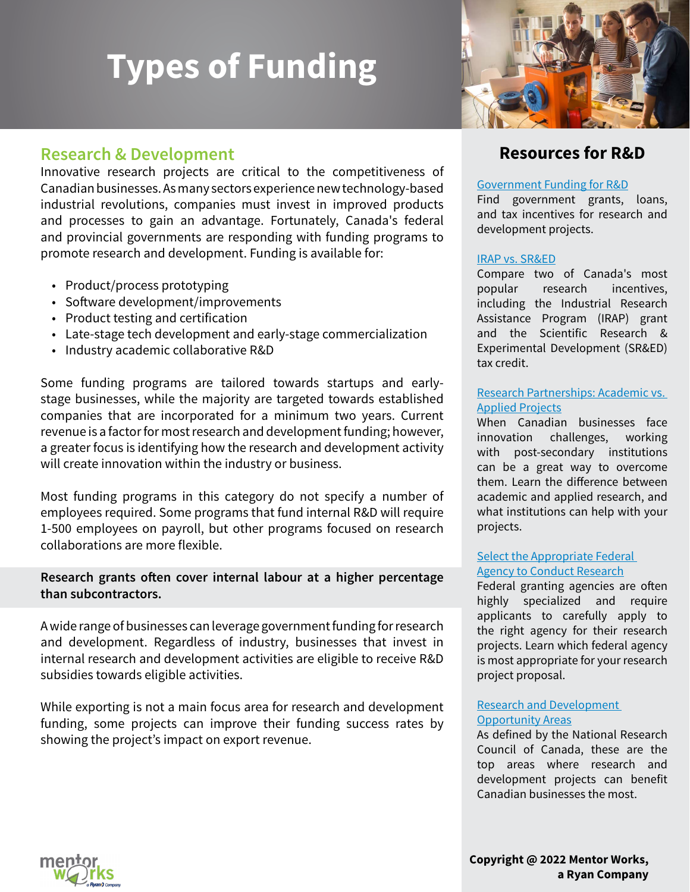# Types of Funding

## Research & Development

Innovative research projects are critical to the competitiveness of Canadian businesses. As many sectors experience new technology-based industrial revolutions, companies must invest in improved products and processes to gain an advantage. Fortunately, Canada's federal and provincial governments are responding with funding programs to promote research and development. Funding is available for:

- Product/process prototyping
- Software development/improvements
- Product testing and certification
- Late-stage tech development and early-stage commercialization
- Industry academic collaborative R&D

Some funding programs are tailored towards startups and early-stage businesses, while the majority are targeted towards established companies that are incorporated for a minimum two years. Current revenue is a factor for most research and development funding; however, a greater focus is identifying how the research and development activity will create innovation within the industry or business.

Most funding programs in this category do not specify a number of employees required. Some programs that fund internal R&D will require 1-500 employees on payroll, but other programs focused on research collaborations are more flexible.

**Research grants often cover internal labour at a higher percentage than subcontractors.**

A wide range of businesses can leverage government funding for research and development. Regardless of industry, businesses that invest in internal research and development activities are eligible to receive R&D subsidies towards eligible activities.

While exporting is not a main focus area for research and development funding, some projects can improve their funding success rates by showing the project's impact on export revenue.

## Resources for R&D

**Government Funding for R&D**
Find government grants, loans, and tax incentives for research and development projects.

**IRAP vs. SR&ED**
Compare two of Canada's most popular research incentives, including the Industrial Research Assistance Program (IRAP) grant and the Scientific Research & Experimental Development (SR&ED) tax credit.

**Research Partnerships: Academic vs. Applied Projects**
When Canadian businesses face innovation challenges, working with post-secondary institutions can be a great way to overcome them. Learn the difference between academic and applied research, and what institutions can help with your projects.

**Select the Appropriate Federal Agency to Conduct Research**
Federal granting agencies are often highly specialized and require applicants to carefully apply to the right agency for their research projects. Learn which federal agency is most appropriate for your research project proposal.

**Research and Development Opportunity Areas**
As defined by the National Research Council of Canada, these are the top areas where research and development projects can benefit Canadian businesses the most.

**Copyright @ 2022 Mentor Works, a Ryan Company**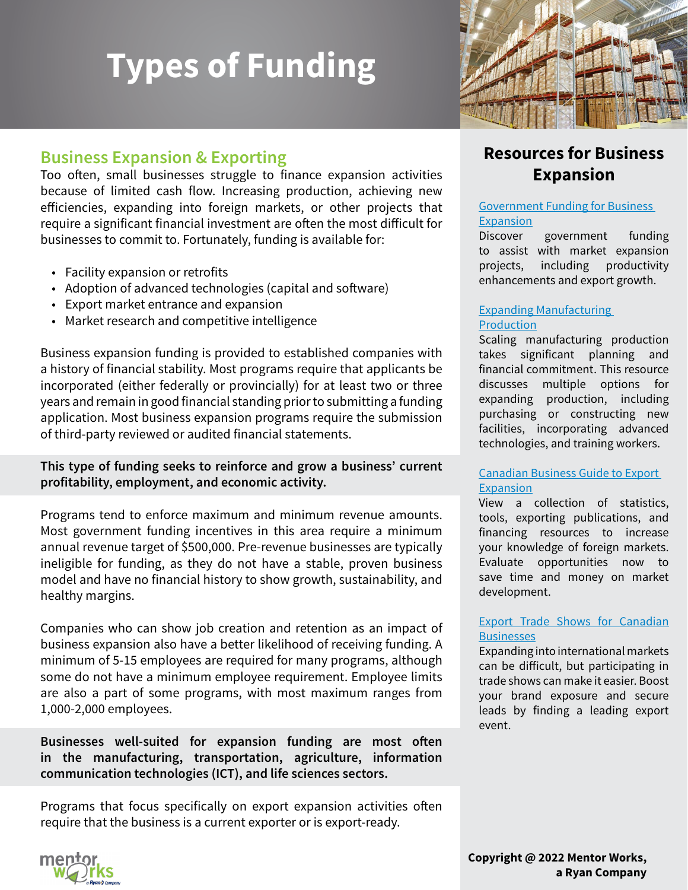# Types of Funding

## Business Expansion & Exporting

Too often, small businesses struggle to finance expansion activities because of limited cash flow. Increasing production, achieving new efficiencies, expanding into foreign markets, or other projects that require a significant financial investment are often the most difficult for businesses to commit to. Fortunately, funding is available for:

- Facility expansion or retrofits
- Adoption of advanced technologies (capital and software)
- Export market entrance and expansion
- Market research and competitive intelligence

Business expansion funding is provided to established companies with a history of financial stability. Most programs require that applicants be incorporated (either federally or provincially) for at least two or three years and remain in good financial standing prior to submitting a funding application. Most business expansion programs require the submission of third-party reviewed or audited financial statements.

**This type of funding seeks to reinforce and grow a business' current profitability, employment, and economic activity.**

Programs tend to enforce maximum and minimum revenue amounts. Most government funding incentives in this area require a minimum annual revenue target of $500,000. Pre-revenue businesses are typically ineligible for funding, as they do not have a stable, proven business model and have no financial history to show growth, sustainability, and healthy margins.

Companies who can show job creation and retention as an impact of business expansion also have a better likelihood of receiving funding. A minimum of 5-15 employees are required for many programs, although some do not have a minimum employee requirement. Employee limits are also a part of some programs, with most maximum ranges from 1,000-2,000 employees.

**Businesses well-suited for expansion funding are most often in the manufacturing, transportation, agriculture, information communication technologies (ICT), and life sciences sectors.**

Programs that focus specifically on export expansion activities often require that the business is a current exporter or is export-ready.

## Resources for Business Expansion

Government Funding for Business Expansion
Discover government funding to assist with market expansion projects, including productivity enhancements and export growth.

Expanding Manufacturing Production
Scaling manufacturing production takes significant planning and financial commitment. This resource discusses multiple options for expanding production, including purchasing or constructing new facilities, incorporating advanced technologies, and training workers.

Canadian Business Guide to Export Expansion
View a collection of statistics, tools, exporting publications, and financing resources to increase your knowledge of foreign markets. Evaluate opportunities now to save time and money on market development.

Export Trade Shows for Canadian Businesses
Expanding into international markets can be difficult, but participating in trade shows can make it easier. Boost your brand exposure and secure leads by finding a leading export event.

**Copyright @ 2022 Mentor Works, a Ryan Company**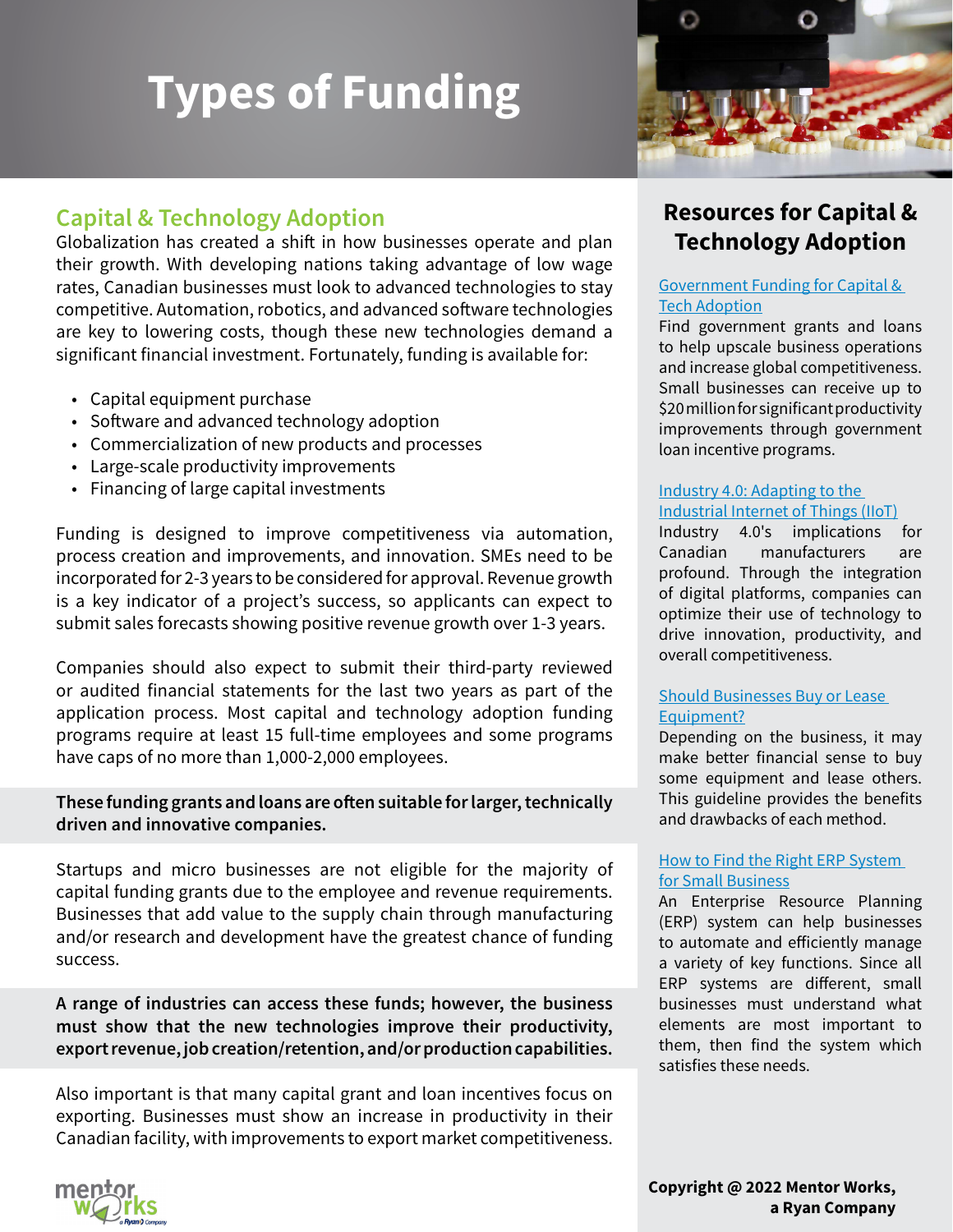# Types of Funding

## Capital & Technology Adoption

Globalization has created a shift in how businesses operate and plan their growth. With developing nations taking advantage of low wage rates, Canadian businesses must look to advanced technologies to stay competitive. Automation, robotics, and advanced software technologies are key to lowering costs, though these new technologies demand a significant financial investment. Fortunately, funding is available for:

- Capital equipment purchase
- Software and advanced technology adoption
- Commercialization of new products and processes
- Large-scale productivity improvements
- Financing of large capital investments

Funding is designed to improve competitiveness via automation, process creation and improvements, and innovation. SMEs need to be incorporated for 2-3 years to be considered for approval. Revenue growth is a key indicator of a project's success, so applicants can expect to submit sales forecasts showing positive revenue growth over 1-3 years.

Companies should also expect to submit their third-party reviewed or audited financial statements for the last two years as part of the application process. Most capital and technology adoption funding programs require at least 15 full-time employees and some programs have caps of no more than 1,000-2,000 employees.

**These funding grants and loans are often suitable for larger, technically driven and innovative companies.**

Startups and micro businesses are not eligible for the majority of capital funding grants due to the employee and revenue requirements. Businesses that add value to the supply chain through manufacturing and/or research and development have the greatest chance of funding success.

**A range of industries can access these funds; however, the business must show that the new technologies improve their productivity, export revenue, job creation/retention, and/or production capabilities.**

Also important is that many capital grant and loan incentives focus on exporting. Businesses must show an increase in productivity in their Canadian facility, with improvements to export market competitiveness.

## Resources for Capital & Technology Adoption

[Government Funding for Capital & Tech Adoption]

Find government grants and loans to help upscale business operations and increase global competitiveness. Small businesses can receive up to $20 million for significant productivity improvements through government loan incentive programs.

[Industry 4.0: Adapting to the Industrial Internet of Things (IIoT)]

Industry 4.0's implications for Canadian manufacturers are profound. Through the integration of digital platforms, companies can optimize their use of technology to drive innovation, productivity, and overall competitiveness.

[Should Businesses Buy or Lease Equipment?]

Depending on the business, it may make better financial sense to buy some equipment and lease others. This guideline provides the benefits and drawbacks of each method.

[How to Find the Right ERP System for Small Business]

An Enterprise Resource Planning (ERP) system can help businesses to automate and efficiently manage a variety of key functions. Since all ERP systems are different, small businesses must understand what elements are most important to them, then find the system which satisfies these needs.

**Copyright @ 2022 Mentor Works, a Ryan Company**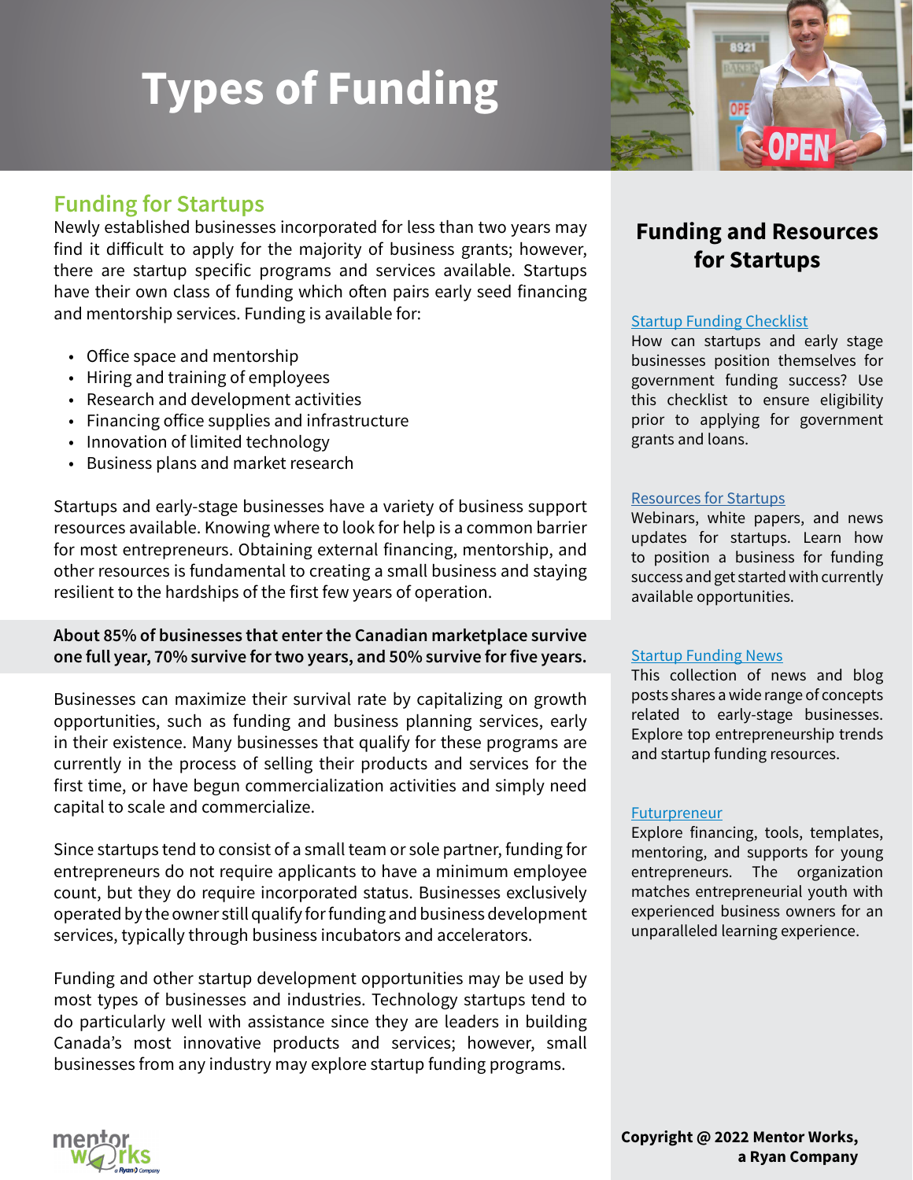# Types of Funding

## Funding for Startups

Newly established businesses incorporated for less than two years may find it difficult to apply for the majority of business grants; however, there are startup specific programs and services available. Startups have their own class of funding which often pairs early seed financing and mentorship services. Funding is available for:

- Office space and mentorship
- Hiring and training of employees
- Research and development activities
- Financing office supplies and infrastructure
- Innovation of limited technology
- Business plans and market research

Startups and early-stage businesses have a variety of business support resources available. Knowing where to look for help is a common barrier for most entrepreneurs. Obtaining external financing, mentorship, and other resources is fundamental to creating a small business and staying resilient to the hardships of the first few years of operation.

**About 85% of businesses that enter the Canadian marketplace survive one full year, 70% survive for two years, and 50% survive for five years.**

Businesses can maximize their survival rate by capitalizing on growth opportunities, such as funding and business planning services, early in their existence. Many businesses that qualify for these programs are currently in the process of selling their products and services for the first time, or have begun commercialization activities and simply need capital to scale and commercialize.

Since startups tend to consist of a small team or sole partner, funding for entrepreneurs do not require applicants to have a minimum employee count, but they do require incorporated status. Businesses exclusively operated by the owner still qualify for funding and business development services, typically through business incubators and accelerators.

Funding and other startup development opportunities may be used by most types of businesses and industries. Technology startups tend to do particularly well with assistance since they are leaders in building Canada's most innovative products and services; however, small businesses from any industry may explore startup funding programs.

## Funding and Resources for Startups

[Startup Funding Checklist]
How can startups and early stage businesses position themselves for government funding success? Use this checklist to ensure eligibility prior to applying for government grants and loans.

[Resources for Startups]
Webinars, white papers, and news updates for startups. Learn how to position a business for funding success and get started with currently available opportunities.

[Startup Funding News]
This collection of news and blog posts shares a wide range of concepts related to early-stage businesses. Explore top entrepreneurship trends and startup funding resources.

[Futurpreneur]
Explore financing, tools, templates, mentoring, and supports for young entrepreneurs. The organization matches entrepreneurial youth with experienced business owners for an unparalleled learning experience.

**Copyright @ 2022 Mentor Works, a Ryan Company**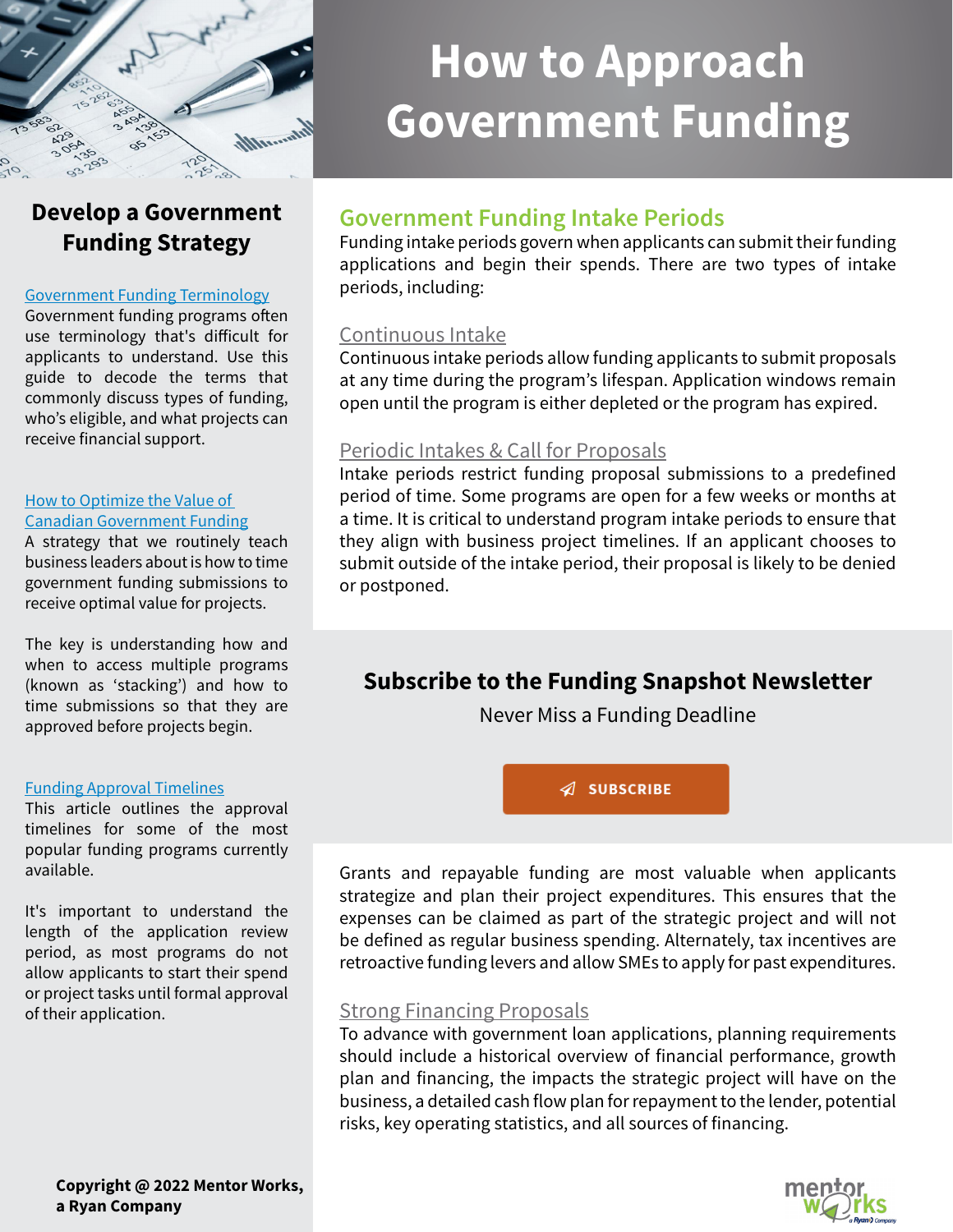# How to Approach Government Funding

## Develop a Government Funding Strategy

### Government Funding Terminology

Government funding programs often use terminology that's difficult for applicants to understand. Use this guide to decode the terms that commonly discuss types of funding, who's eligible, and what projects can receive financial support.

### How to Optimize the Value of Canadian Government Funding

A strategy that we routinely teach business leaders about is how to time government funding submissions to receive optimal value for projects.

The key is understanding how and when to access multiple programs (known as 'stacking') and how to time submissions so that they are approved before projects begin.

### Funding Approval Timelines

This article outlines the approval timelines for some of the most popular funding programs currently available.

It's important to understand the length of the application review period, as most programs do not allow applicants to start their spend or project tasks until formal approval of their application.

## Government Funding Intake Periods

Funding intake periods govern when applicants can submit their funding applications and begin their spends. There are two types of intake periods, including:

### Continuous Intake

Continuous intake periods allow funding applicants to submit proposals at any time during the program's lifespan. Application windows remain open until the program is either depleted or the program has expired.

### Periodic Intakes & Call for Proposals

Intake periods restrict funding proposal submissions to a predefined period of time. Some programs are open for a few weeks or months at a time. It is critical to understand program intake periods to ensure that they align with business project timelines. If an applicant chooses to submit outside of the intake period, their proposal is likely to be denied or postponed.

## Subscribe to the Funding Snapshot Newsletter

Never Miss a Funding Deadline

SUBSCRIBE

Grants and repayable funding are most valuable when applicants strategize and plan their project expenditures. This ensures that the expenses can be claimed as part of the strategic project and will not be defined as regular business spending. Alternately, tax incentives are retroactive funding levers and allow SMEs to apply for past expenditures.

### Strong Financing Proposals

To advance with government loan applications, planning requirements should include a historical overview of financial performance, growth plan and financing, the impacts the strategic project will have on the business, a detailed cash flow plan for repayment to the lender, potential risks, key operating statistics, and all sources of financing.

**Copyright @ 2022 Mentor Works, a Ryan Company**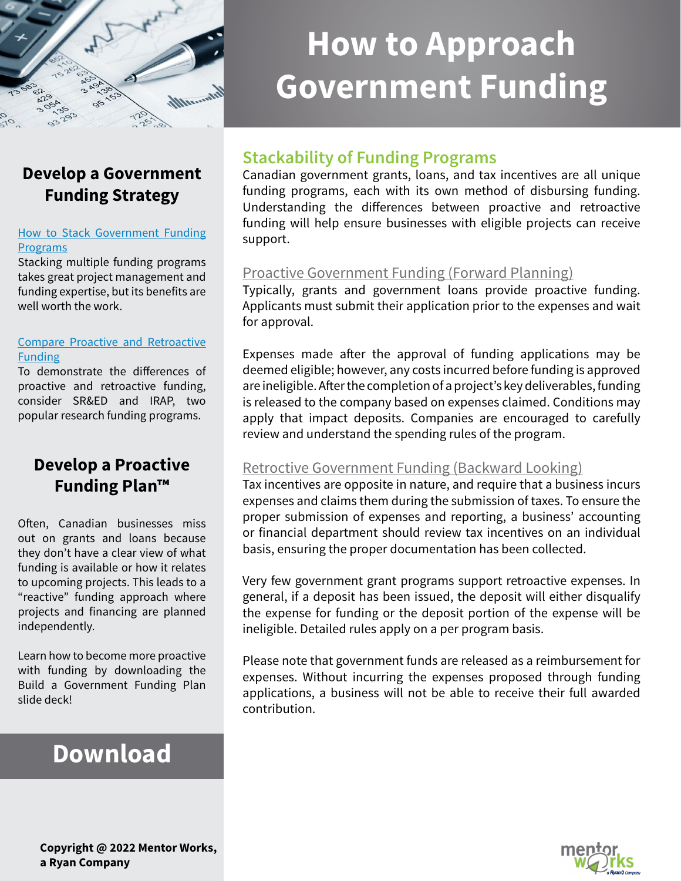# How to Approach Government Funding

## Stackability of Funding Programs

Canadian government grants, loans, and tax incentives are all unique funding programs, each with its own method of disbursing funding. Understanding the differences between proactive and retroactive funding will help ensure businesses with eligible projects can receive support.

### Proactive Government Funding (Forward Planning)

Typically, grants and government loans provide proactive funding. Applicants must submit their application prior to the expenses and wait for approval.

Expenses made after the approval of funding applications may be deemed eligible; however, any costs incurred before funding is approved are ineligible. After the completion of a project's key deliverables, funding is released to the company based on expenses claimed. Conditions may apply that impact deposits. Companies are encouraged to carefully review and understand the spending rules of the program.

### Retroctive Government Funding (Backward Looking)

Tax incentives are opposite in nature, and require that a business incurs expenses and claims them during the submission of taxes. To ensure the proper submission of expenses and reporting, a business' accounting or financial department should review tax incentives on an individual basis, ensuring the proper documentation has been collected.

Very few government grant programs support retroactive expenses. In general, if a deposit has been issued, the deposit will either disqualify the expense for funding or the deposit portion of the expense will be ineligible. Detailed rules apply on a per program basis.

Please note that government funds are released as a reimbursement for expenses. Without incurring the expenses proposed through funding applications, a business will not be able to receive their full awarded contribution.

## Develop a Government Funding Strategy

How to Stack Government Funding Programs

Stacking multiple funding programs takes great project management and funding expertise, but its benefits are well worth the work.

Compare Proactive and Retroactive Funding

To demonstrate the differences of proactive and retroactive funding, consider SR&ED and IRAP, two popular research funding programs.

## Develop a Proactive Funding Plan™

Often, Canadian businesses miss out on grants and loans because they don't have a clear view of what funding is available or how it relates to upcoming projects. This leads to a "reactive" funding approach where projects and financing are planned independently.

Learn how to become more proactive with funding by downloading the Build a Government Funding Plan slide deck!

**Download**

**Copyright @ 2022 Mentor Works, a Ryan Company**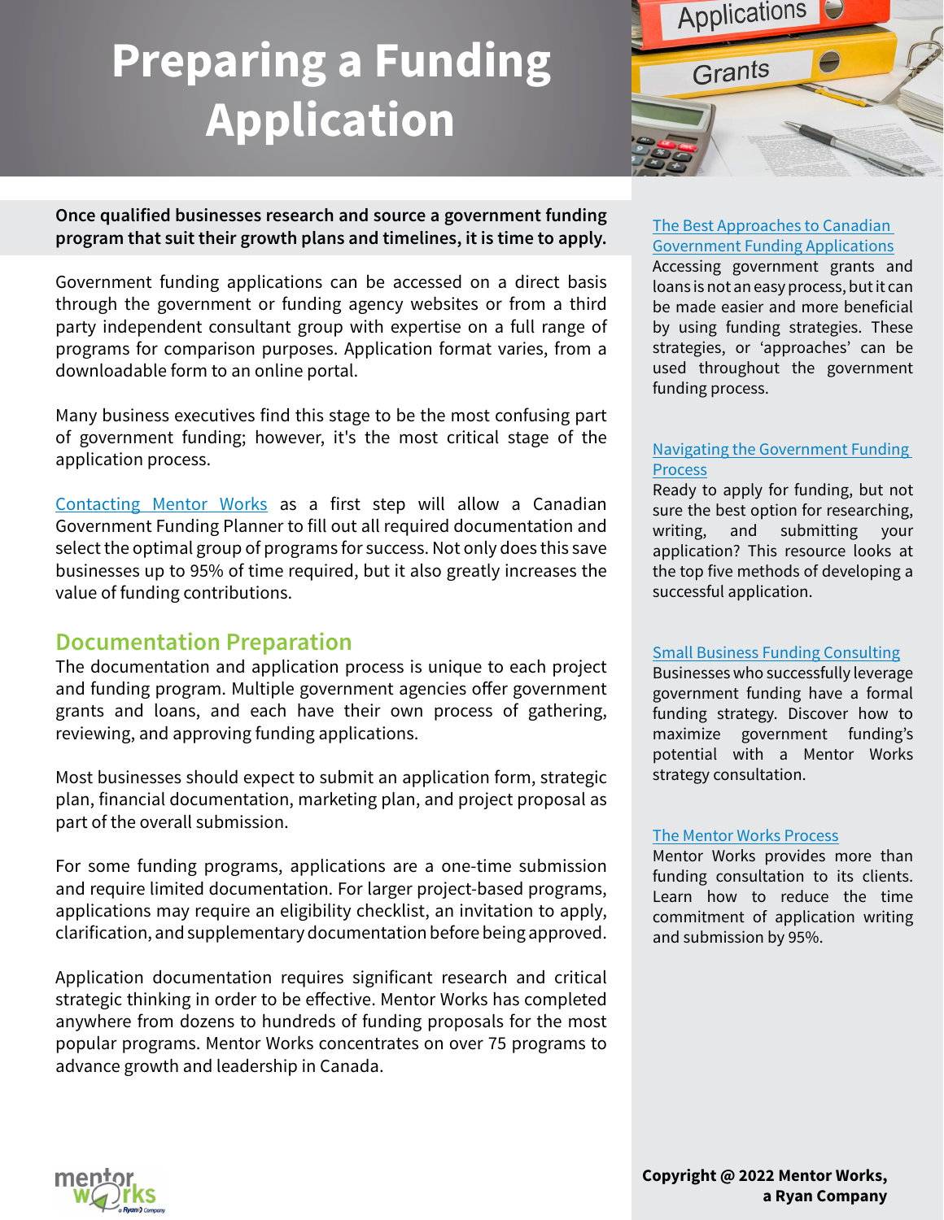# Preparing a Funding Application

**Once qualified businesses research and source a government funding program that suit their growth plans and timelines, it is time to apply.**

Government funding applications can be accessed on a direct basis through the government or funding agency websites or from a third party independent consultant group with expertise on a full range of programs for comparison purposes. Application format varies, from a downloadable form to an online portal.

Many business executives find this stage to be the most confusing part of government funding; however, it's the most critical stage of the application process.

Contacting Mentor Works as a first step will allow a Canadian Government Funding Planner to fill out all required documentation and select the optimal group of programs for success. Not only does this save businesses up to 95% of time required, but it also greatly increases the value of funding contributions.

## Documentation Preparation

The documentation and application process is unique to each project and funding program. Multiple government agencies offer government grants and loans, and each have their own process of gathering, reviewing, and approving funding applications.

Most businesses should expect to submit an application form, strategic plan, financial documentation, marketing plan, and project proposal as part of the overall submission.

For some funding programs, applications are a one-time submission and require limited documentation. For larger project-based programs, applications may require an eligibility checklist, an invitation to apply, clarification, and supplementary documentation before being approved.

Application documentation requires significant research and critical strategic thinking in order to be effective. Mentor Works has completed anywhere from dozens to hundreds of funding proposals for the most popular programs. Mentor Works concentrates on over 75 programs to advance growth and leadership in Canada.

The Best Approaches to Canadian Government Funding Applications
Accessing government grants and loans is not an easy process, but it can be made easier and more beneficial by using funding strategies. These strategies, or 'approaches' can be used throughout the government funding process.

Navigating the Government Funding Process
Ready to apply for funding, but not sure the best option for researching, writing, and submitting your application? This resource looks at the top five methods of developing a successful application.

Small Business Funding Consulting
Businesses who successfully leverage government funding have a formal funding strategy. Discover how to maximize government funding's potential with a Mentor Works strategy consultation.

The Mentor Works Process
Mentor Works provides more than funding consultation to its clients. Learn how to reduce the time commitment of application writing and submission by 95%.

**Copyright @ 2022 Mentor Works, a Ryan Company**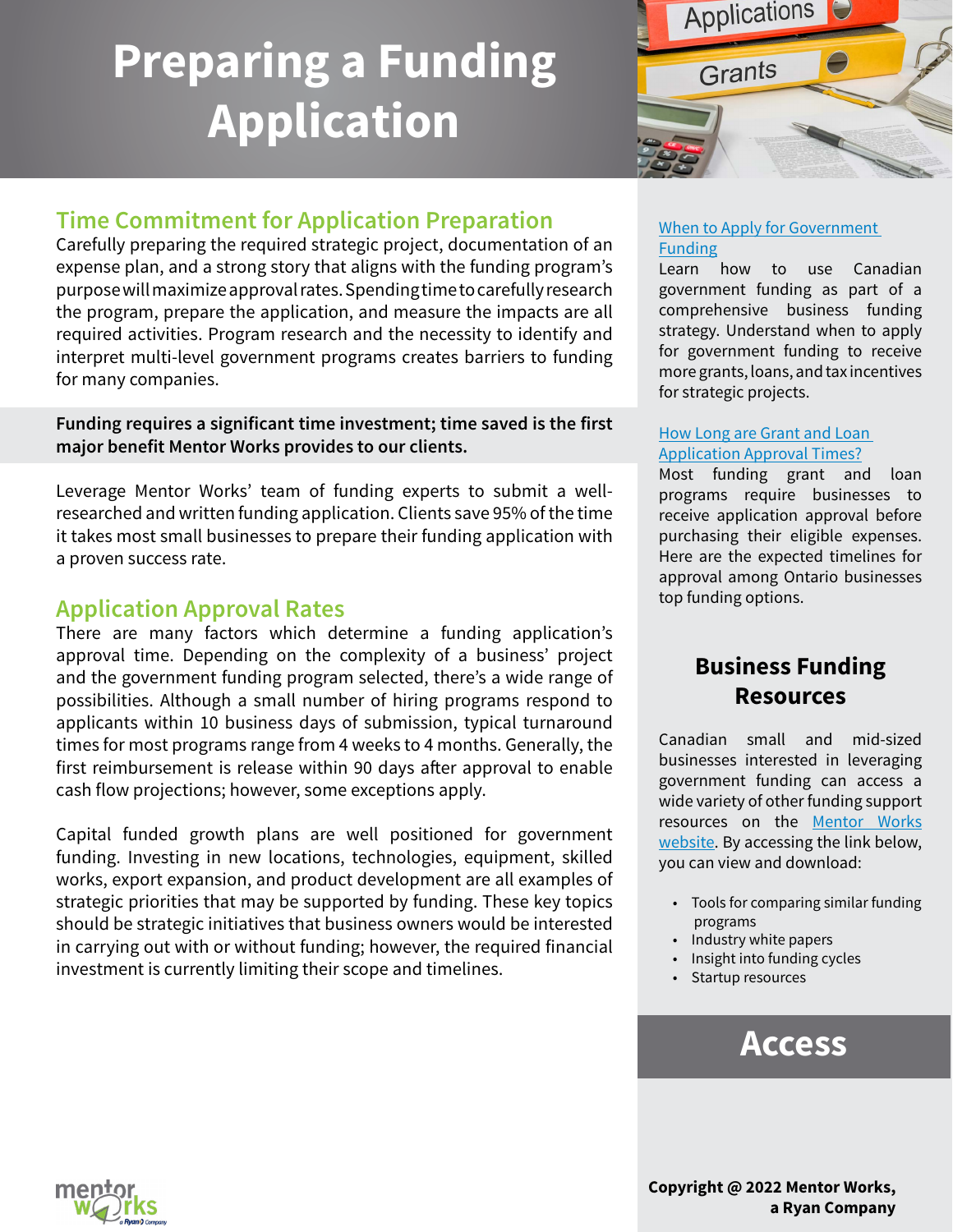# Preparing a Funding Application

## Time Commitment for Application Preparation

Carefully preparing the required strategic project, documentation of an expense plan, and a strong story that aligns with the funding program's purpose will maximize approval rates. Spending time to carefully research the program, prepare the application, and measure the impacts are all required activities. Program research and the necessity to identify and interpret multi-level government programs creates barriers to funding for many companies.

**Funding requires a significant time investment; time saved is the first major benefit Mentor Works provides to our clients.**

Leverage Mentor Works' team of funding experts to submit a well-researched and written funding application. Clients save 95% of the time it takes most small businesses to prepare their funding application with a proven success rate.

## Application Approval Rates

There are many factors which determine a funding application's approval time. Depending on the complexity of a business' project and the government funding program selected, there's a wide range of possibilities. Although a small number of hiring programs respond to applicants within 10 business days of submission, typical turnaround times for most programs range from 4 weeks to 4 months. Generally, the first reimbursement is release within 90 days after approval to enable cash flow projections; however, some exceptions apply.

Capital funded growth plans are well positioned for government funding. Investing in new locations, technologies, equipment, skilled works, export expansion, and product development are all examples of strategic priorities that may be supported by funding. These key topics should be strategic initiatives that business owners would be interested in carrying out with or without funding; however, the required financial investment is currently limiting their scope and timelines.

[When to Apply for Government Funding]

Learn how to use Canadian government funding as part of a comprehensive business funding strategy. Understand when to apply for government funding to receive more grants, loans, and tax incentives for strategic projects.

[How Long are Grant and Loan Application Approval Times?]

Most funding grant and loan programs require businesses to receive application approval before purchasing their eligible expenses. Here are the expected timelines for approval among Ontario businesses top funding options.

## Business Funding Resources

Canadian small and mid-sized businesses interested in leveraging government funding can access a wide variety of other funding support resources on the [Mentor Works website]. By accessing the link below, you can view and download:

- Tools for comparing similar funding programs
- Industry white papers
- Insight into funding cycles
- Startup resources

**Access**

**Copyright @ 2022 Mentor Works, a Ryan Company**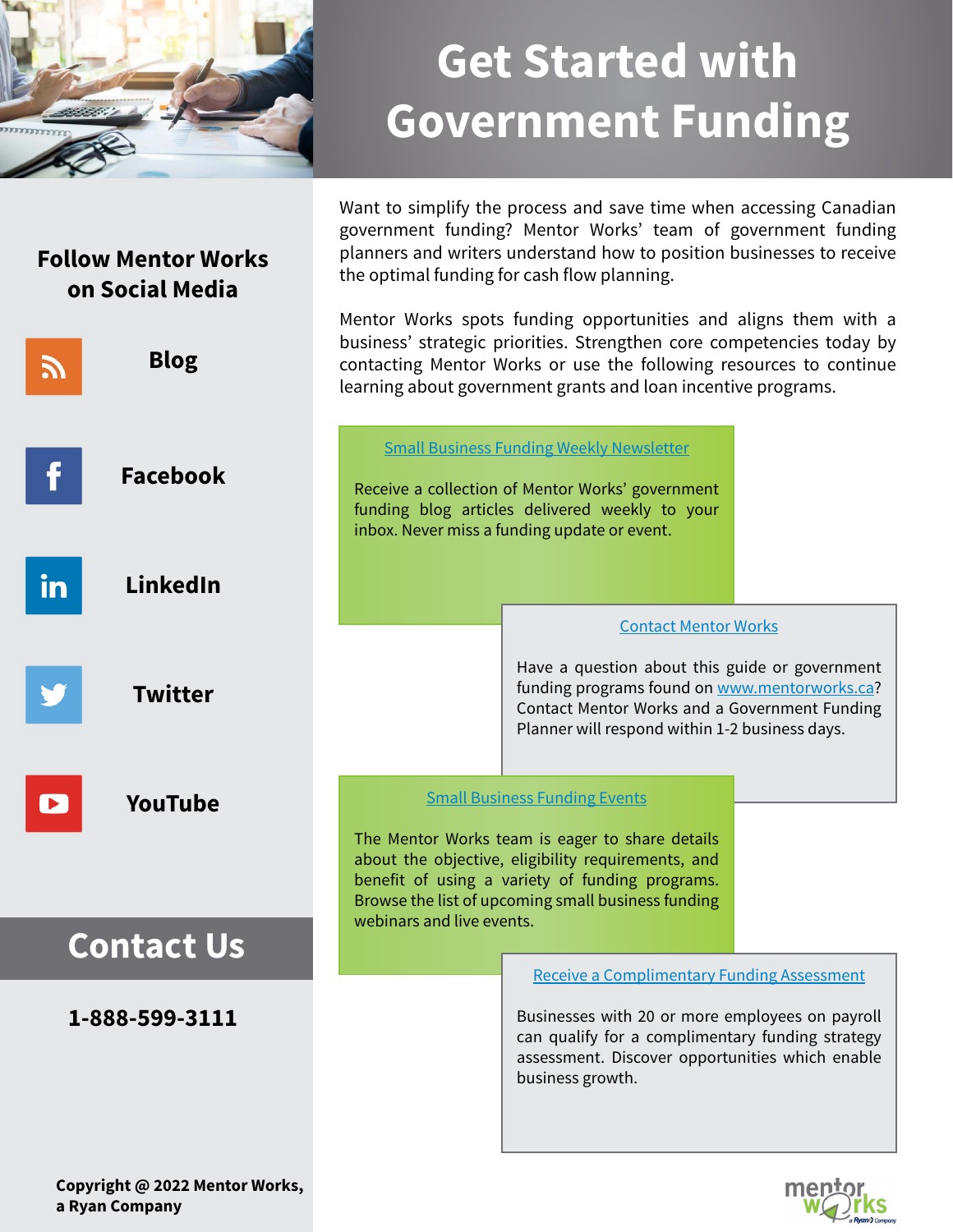# Get Started with Government Funding

Want to simplify the process and save time when accessing Canadian government funding? Mentor Works' team of government funding planners and writers understand how to position businesses to receive the optimal funding for cash flow planning.

Mentor Works spots funding opportunities and aligns them with a business' strategic priorities. Strengthen core competencies today by contacting Mentor Works or use the following resources to continue learning about government grants and loan incentive programs.

### Small Business Funding Weekly Newsletter

Receive a collection of Mentor Works' government funding blog articles delivered weekly to your inbox. Never miss a funding update or event.

### Contact Mentor Works

Have a question about this guide or government funding programs found on www.mentorworks.ca? Contact Mentor Works and a Government Funding Planner will respond within 1-2 business days.

### Small Business Funding Events

The Mentor Works team is eager to share details about the objective, eligibility requirements, and benefit of using a variety of funding programs. Browse the list of upcoming small business funding webinars and live events.

### Receive a Complimentary Funding Assessment

Businesses with 20 or more employees on payroll can qualify for a complimentary funding strategy assessment. Discover opportunities which enable business growth.

## Follow Mentor Works on Social Media

- Blog
- Facebook
- LinkedIn
- Twitter
- YouTube

## Contact Us

**1-888-599-3111**

**Copyright @ 2022 Mentor Works, a Ryan Company**